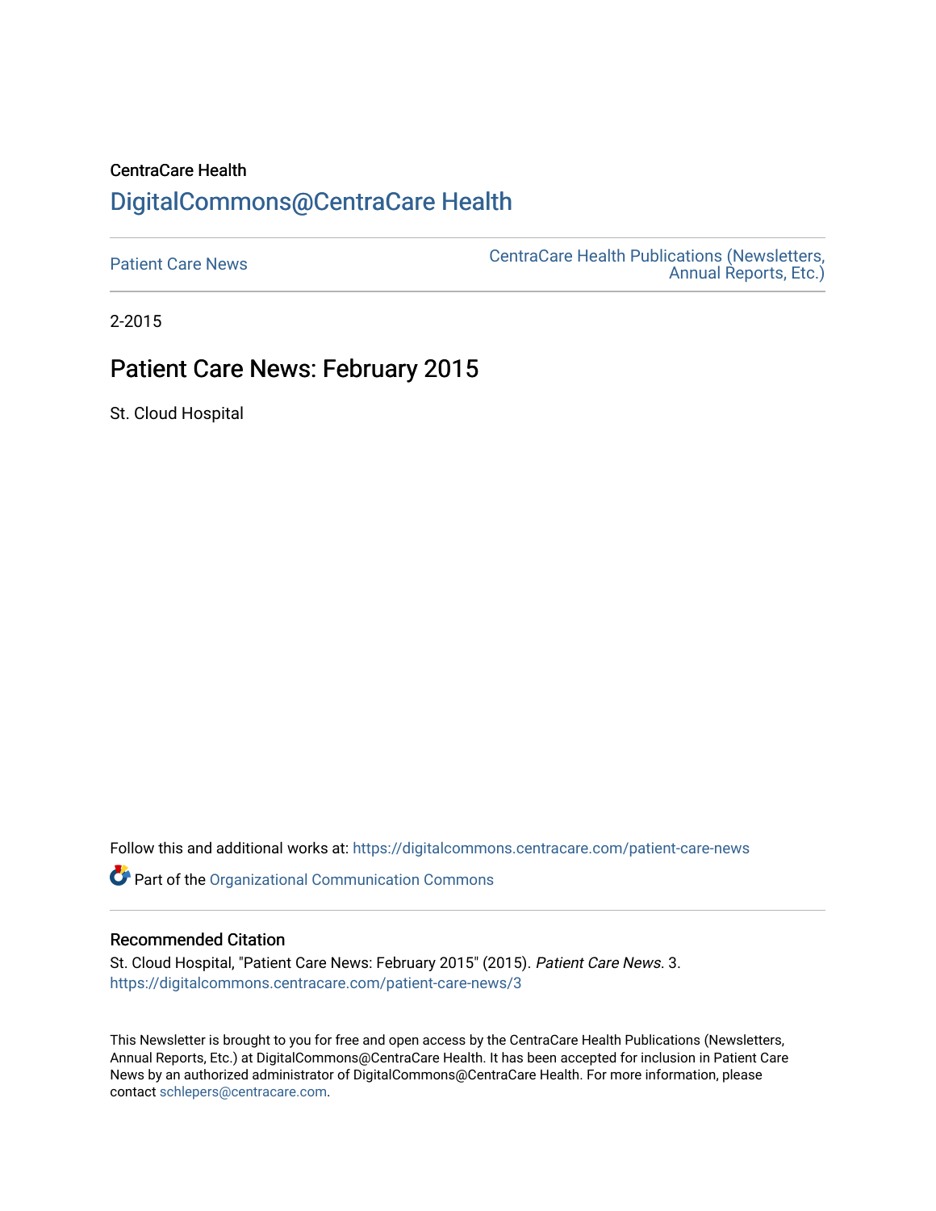CentraCare Health

# DigitalCommons@CentraCare Health

Patient Care News

CentraCare Health Publications (Newsletters, Annual Reports, Etc.)

2-2015

## Patient Care News: February 2015

St. Cloud Hospital

Follow this and additional works at: https://digitalcommons.centracare.com/patient-care-news

Part of the Organizational Communication Commons

### Recommended Citation

St. Cloud Hospital, "Patient Care News: February 2015" (2015). *Patient Care News*. 3.
https://digitalcommons.centracare.com/patient-care-news/3

This Newsletter is brought to you for free and open access by the CentraCare Health Publications (Newsletters, Annual Reports, Etc.) at DigitalCommons@CentraCare Health. It has been accepted for inclusion in Patient Care News by an authorized administrator of DigitalCommons@CentraCare Health. For more information, please contact schlepers@centracare.com.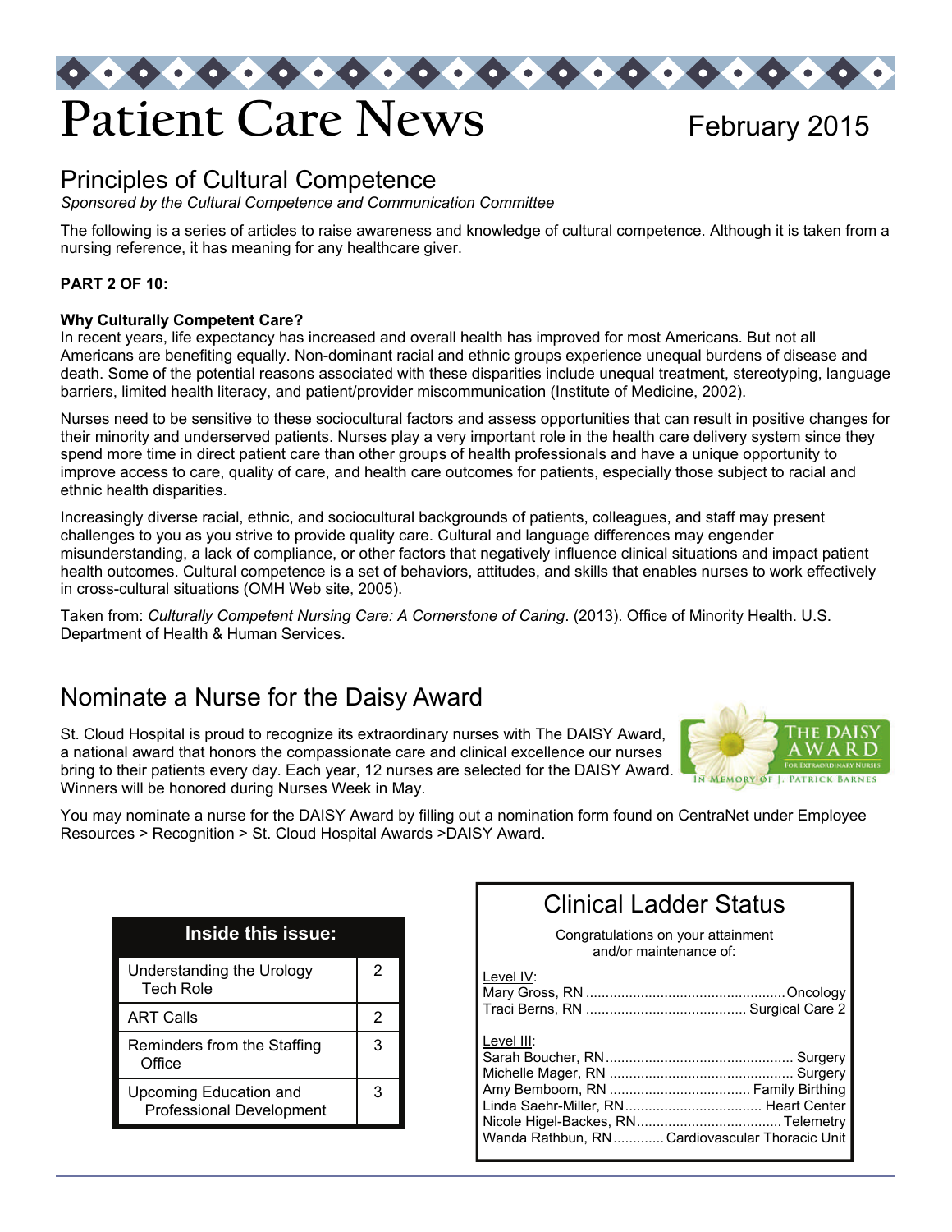# Patient Care News

February 2015

## Principles of Cultural Competence

*Sponsored by the Cultural Competence and Communication Committee*

The following is a series of articles to raise awareness and knowledge of cultural competence. Although it is taken from a nursing reference, it has meaning for any healthcare giver.

**PART 2 OF 10:**

**Why Culturally Competent Care?**

In recent years, life expectancy has increased and overall health has improved for most Americans. But not all Americans are benefiting equally. Non-dominant racial and ethnic groups experience unequal burdens of disease and death. Some of the potential reasons associated with these disparities include unequal treatment, stereotyping, language barriers, limited health literacy, and patient/provider miscommunication (Institute of Medicine, 2002).

Nurses need to be sensitive to these sociocultural factors and assess opportunities that can result in positive changes for their minority and underserved patients. Nurses play a very important role in the health care delivery system since they spend more time in direct patient care than other groups of health professionals and have a unique opportunity to improve access to care, quality of care, and health care outcomes for patients, especially those subject to racial and ethnic health disparities.

Increasingly diverse racial, ethnic, and sociocultural backgrounds of patients, colleagues, and staff may present challenges to you as you strive to provide quality care. Cultural and language differences may engender misunderstanding, a lack of compliance, or other factors that negatively influence clinical situations and impact patient health outcomes. Cultural competence is a set of behaviors, attitudes, and skills that enables nurses to work effectively in cross-cultural situations (OMH Web site, 2005).

Taken from: *Culturally Competent Nursing Care: A Cornerstone of Caring*. (2013). Office of Minority Health. U.S. Department of Health & Human Services.

## Nominate a Nurse for the Daisy Award

St. Cloud Hospital is proud to recognize its extraordinary nurses with The DAISY Award, a national award that honors the compassionate care and clinical excellence our nurses bring to their patients every day. Each year, 12 nurses are selected for the DAISY Award. Winners will be honored during Nurses Week in May.

THE DAISY AWARD FOR EXTRAORDINARY NURSES
IN MEMORY OF J. PATRICK BARNES

You may nominate a nurse for the DAISY Award by filling out a nomination form found on CentraNet under Employee Resources > Recognition > St. Cloud Hospital Awards >DAISY Award.

| Inside this issue: | |
|---|---|
| Understanding the Urology Tech Role | 2 |
| ART Calls | 2 |
| Reminders from the Staffing Office | 3 |
| Upcoming Education and Professional Development | 3 |

## Clinical Ladder Status

Congratulations on your attainment and/or maintenance of:

Level IV:

- Mary Gross, RN .......... Oncology
- Traci Berns, RN .......... Surgical Care 2

Level III:

- Sarah Boucher, RN .......... Surgery
- Michelle Mager, RN .......... Surgery
- Amy Bemboom, RN .......... Family Birthing
- Linda Saehr-Miller, RN .......... Heart Center
- Nicole Higel-Backes, RN .......... Telemetry
- Wanda Rathbun, RN .......... Cardiovascular Thoracic Unit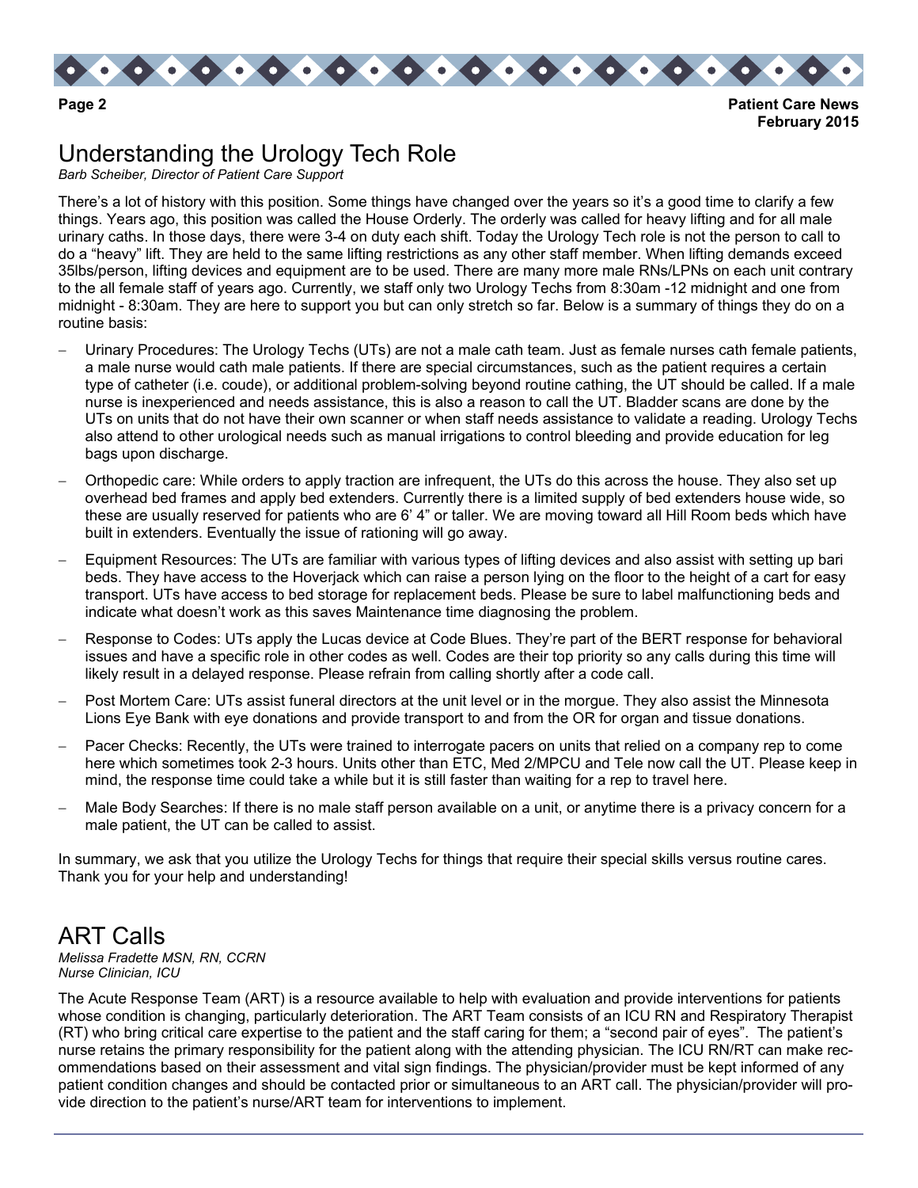# Understanding the Urology Tech Role

*Barb Scheiber, Director of Patient Care Support*

There's a lot of history with this position. Some things have changed over the years so it's a good time to clarify a few things. Years ago, this position was called the House Orderly. The orderly was called for heavy lifting and for all male urinary caths. In those days, there were 3-4 on duty each shift. Today the Urology Tech role is not the person to call to do a "heavy" lift. They are held to the same lifting restrictions as any other staff member. When lifting demands exceed 35lbs/person, lifting devices and equipment are to be used. There are many more male RNs/LPNs on each unit contrary to the all female staff of years ago. Currently, we staff only two Urology Techs from 8:30am -12 midnight and one from midnight - 8:30am. They are here to support you but can only stretch so far. Below is a summary of things they do on a routine basis:

- Urinary Procedures: The Urology Techs (UTs) are not a male cath team. Just as female nurses cath female patients, a male nurse would cath male patients. If there are special circumstances, such as the patient requires a certain type of catheter (i.e. coude), or additional problem-solving beyond routine cathing, the UT should be called. If a male nurse is inexperienced and needs assistance, this is also a reason to call the UT. Bladder scans are done by the UTs on units that do not have their own scanner or when staff needs assistance to validate a reading. Urology Techs also attend to other urological needs such as manual irrigations to control bleeding and provide education for leg bags upon discharge.
- Orthopedic care: While orders to apply traction are infrequent, the UTs do this across the house. They also set up overhead bed frames and apply bed extenders. Currently there is a limited supply of bed extenders house wide, so these are usually reserved for patients who are 6' 4" or taller. We are moving toward all Hill Room beds which have built in extenders. Eventually the issue of rationing will go away.
- Equipment Resources: The UTs are familiar with various types of lifting devices and also assist with setting up bari beds. They have access to the Hoverjack which can raise a person lying on the floor to the height of a cart for easy transport. UTs have access to bed storage for replacement beds. Please be sure to label malfunctioning beds and indicate what doesn't work as this saves Maintenance time diagnosing the problem.
- Response to Codes: UTs apply the Lucas device at Code Blues. They're part of the BERT response for behavioral issues and have a specific role in other codes as well. Codes are their top priority so any calls during this time will likely result in a delayed response. Please refrain from calling shortly after a code call.
- Post Mortem Care: UTs assist funeral directors at the unit level or in the morgue. They also assist the Minnesota Lions Eye Bank with eye donations and provide transport to and from the OR for organ and tissue donations.
- Pacer Checks: Recently, the UTs were trained to interrogate pacers on units that relied on a company rep to come here which sometimes took 2-3 hours. Units other than ETC, Med 2/MPCU and Tele now call the UT. Please keep in mind, the response time could take a while but it is still faster than waiting for a rep to travel here.
- Male Body Searches: If there is no male staff person available on a unit, or anytime there is a privacy concern for a male patient, the UT can be called to assist.

In summary, we ask that you utilize the Urology Techs for things that require their special skills versus routine cares. Thank you for your help and understanding!

# ART Calls

*Melissa Fradette MSN, RN, CCRN*
*Nurse Clinician, ICU*

The Acute Response Team (ART) is a resource available to help with evaluation and provide interventions for patients whose condition is changing, particularly deterioration. The ART Team consists of an ICU RN and Respiratory Therapist (RT) who bring critical care expertise to the patient and the staff caring for them; a "second pair of eyes". The patient's nurse retains the primary responsibility for the patient along with the attending physician. The ICU RN/RT can make recommendations based on their assessment and vital sign findings. The physician/provider must be kept informed of any patient condition changes and should be contacted prior or simultaneous to an ART call. The physician/provider will provide direction to the patient's nurse/ART team for interventions to implement.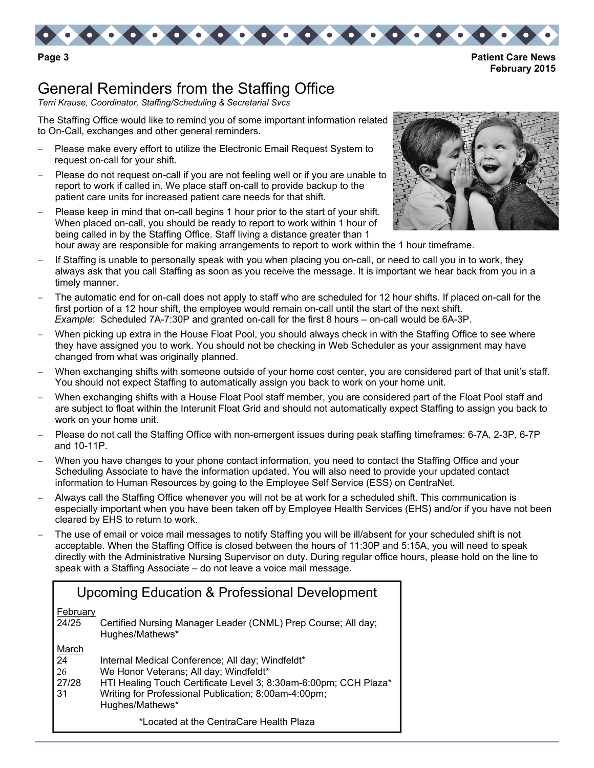# General Reminders from the Staffing Office

*Terri Krause, Coordinator, Staffing/Scheduling & Secretarial Svcs*

The Staffing Office would like to remind you of some important information related to On-Call, exchanges and other general reminders.

- Please make every effort to utilize the Electronic Email Request System to request on-call for your shift.
- Please do not request on-call if you are not feeling well or if you are unable to report to work if called in. We place staff on-call to provide backup to the patient care units for increased patient care needs for that shift.
- Please keep in mind that on-call begins 1 hour prior to the start of your shift. When placed on-call, you should be ready to report to work within 1 hour of being called in by the Staffing Office. Staff living a distance greater than 1 hour away are responsible for making arrangements to report to work within the 1 hour timeframe.
- If Staffing is unable to personally speak with you when placing you on-call, or need to call you in to work, they always ask that you call Staffing as soon as you receive the message. It is important we hear back from you in a timely manner.
- The automatic end for on-call does not apply to staff who are scheduled for 12 hour shifts. If placed on-call for the first portion of a 12 hour shift, the employee would remain on-call until the start of the next shift. *Example*: Scheduled 7A-7:30P and granted on-call for the first 8 hours – on-call would be 6A-3P.
- When picking up extra in the House Float Pool, you should always check in with the Staffing Office to see where they have assigned you to work. You should not be checking in Web Scheduler as your assignment may have changed from what was originally planned.
- When exchanging shifts with someone outside of your home cost center, you are considered part of that unit's staff. You should not expect Staffing to automatically assign you back to work on your home unit.
- When exchanging shifts with a House Float Pool staff member, you are considered part of the Float Pool staff and are subject to float within the Interunit Float Grid and should not automatically expect Staffing to assign you back to work on your home unit.
- Please do not call the Staffing Office with non-emergent issues during peak staffing timeframes: 6-7A, 2-3P, 6-7P and 10-11P.
- When you have changes to your phone contact information, you need to contact the Staffing Office and your Scheduling Associate to have the information updated. You will also need to provide your updated contact information to Human Resources by going to the Employee Self Service (ESS) on CentraNet.
- Always call the Staffing Office whenever you will not be at work for a scheduled shift. This communication is especially important when you have been taken off by Employee Health Services (EHS) and/or if you have not been cleared by EHS to return to work.
- The use of email or voice mail messages to notify Staffing you will be ill/absent for your scheduled shift is not acceptable. When the Staffing Office is closed between the hours of 11:30P and 5:15A, you will need to speak directly with the Administrative Nursing Supervisor on duty. During regular office hours, please hold on the line to speak with a Staffing Associate – do not leave a voice mail message.

## Upcoming Education & Professional Development

| | |
|---|---|
| February | |
| 24/25 | Certified Nursing Manager Leader (CNML) Prep Course; All day; Hughes/Mathews* |
| March | |
| 24 | Internal Medical Conference; All day; Windfeldt* |
| 26 | We Honor Veterans; All day; Windfeldt* |
| 27/28 | HTI Healing Touch Certificate Level 3; 8:30am-6:00pm; CCH Plaza* |
| 31 | Writing for Professional Publication; 8:00am-4:00pm; Hughes/Mathews* |

*Located at the CentraCare Health Plaza